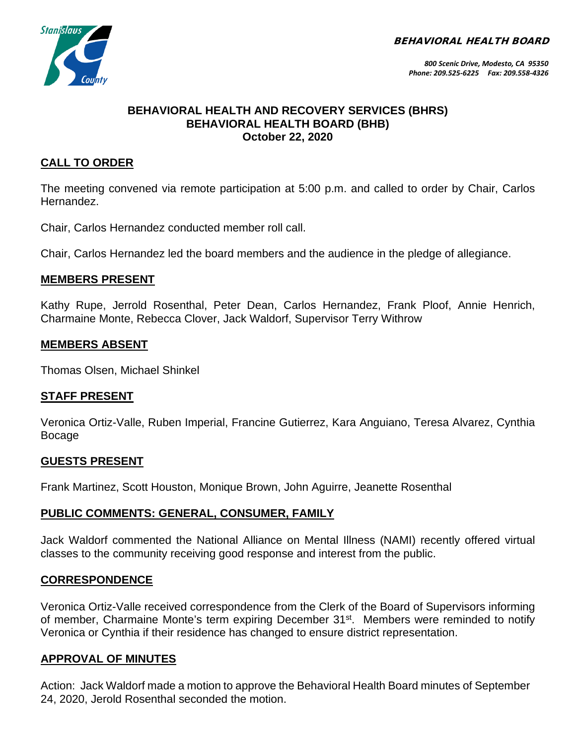*BEHAVIORAL HEALTH BOARD*

*800 Scenic Drive, Modesto, CA 95350*
*Phone: 209.525-6225 Fax: 209.558-4326*

**BEHAVIORAL HEALTH AND RECOVERY SERVICES (BHRS)**
**BEHAVIORAL HEALTH BOARD (BHB)**
**October 22, 2020**

## CALL TO ORDER

The meeting convened via remote participation at 5:00 p.m. and called to order by Chair, Carlos Hernandez.

Chair, Carlos Hernandez conducted member roll call.

Chair, Carlos Hernandez led the board members and the audience in the pledge of allegiance.

## MEMBERS PRESENT

Kathy Rupe, Jerrold Rosenthal, Peter Dean, Carlos Hernandez, Frank Ploof, Annie Henrich, Charmaine Monte, Rebecca Clover, Jack Waldorf, Supervisor Terry Withrow

## MEMBERS ABSENT

Thomas Olsen, Michael Shinkel

## STAFF PRESENT

Veronica Ortiz-Valle, Ruben Imperial, Francine Gutierrez, Kara Anguiano, Teresa Alvarez, Cynthia Bocage

## GUESTS PRESENT

Frank Martinez, Scott Houston, Monique Brown, John Aguirre, Jeanette Rosenthal

## PUBLIC COMMENTS: GENERAL, CONSUMER, FAMILY

Jack Waldorf commented the National Alliance on Mental Illness (NAMI) recently offered virtual classes to the community receiving good response and interest from the public.

## CORRESPONDENCE

Veronica Ortiz-Valle received correspondence from the Clerk of the Board of Supervisors informing of member, Charmaine Monte's term expiring December 31st. Members were reminded to notify Veronica or Cynthia if their residence has changed to ensure district representation.

## APPROVAL OF MINUTES

Action: Jack Waldorf made a motion to approve the Behavioral Health Board minutes of September 24, 2020, Jerold Rosenthal seconded the motion.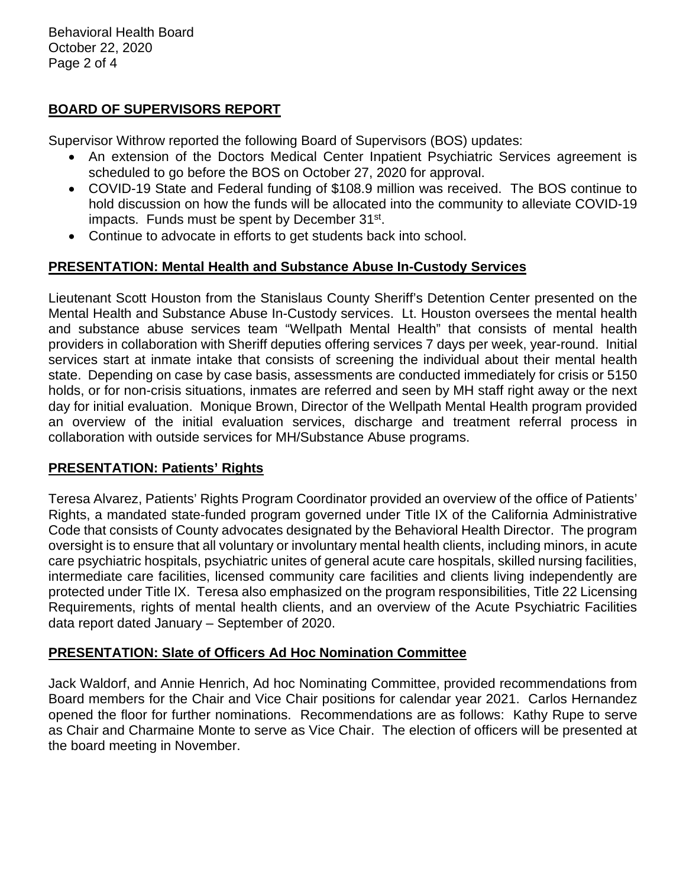## BOARD OF SUPERVISORS REPORT

Supervisor Withrow reported the following Board of Supervisors (BOS) updates:

- An extension of the Doctors Medical Center Inpatient Psychiatric Services agreement is scheduled to go before the BOS on October 27, 2020 for approval.
- COVID-19 State and Federal funding of $108.9 million was received. The BOS continue to hold discussion on how the funds will be allocated into the community to alleviate COVID-19 impacts. Funds must be spent by December 31st.
- Continue to advocate in efforts to get students back into school.

## PRESENTATION: Mental Health and Substance Abuse In-Custody Services

Lieutenant Scott Houston from the Stanislaus County Sheriff's Detention Center presented on the Mental Health and Substance Abuse In-Custody services. Lt. Houston oversees the mental health and substance abuse services team "Wellpath Mental Health" that consists of mental health providers in collaboration with Sheriff deputies offering services 7 days per week, year-round. Initial services start at inmate intake that consists of screening the individual about their mental health state. Depending on case by case basis, assessments are conducted immediately for crisis or 5150 holds, or for non-crisis situations, inmates are referred and seen by MH staff right away or the next day for initial evaluation. Monique Brown, Director of the Wellpath Mental Health program provided an overview of the initial evaluation services, discharge and treatment referral process in collaboration with outside services for MH/Substance Abuse programs.

## PRESENTATION: Patients' Rights

Teresa Alvarez, Patients' Rights Program Coordinator provided an overview of the office of Patients' Rights, a mandated state-funded program governed under Title IX of the California Administrative Code that consists of County advocates designated by the Behavioral Health Director. The program oversight is to ensure that all voluntary or involuntary mental health clients, including minors, in acute care psychiatric hospitals, psychiatric unites of general acute care hospitals, skilled nursing facilities, intermediate care facilities, licensed community care facilities and clients living independently are protected under Title IX. Teresa also emphasized on the program responsibilities, Title 22 Licensing Requirements, rights of mental health clients, and an overview of the Acute Psychiatric Facilities data report dated January – September of 2020.

## PRESENTATION: Slate of Officers Ad Hoc Nomination Committee

Jack Waldorf, and Annie Henrich, Ad hoc Nominating Committee, provided recommendations from Board members for the Chair and Vice Chair positions for calendar year 2021. Carlos Hernandez opened the floor for further nominations. Recommendations are as follows: Kathy Rupe to serve as Chair and Charmaine Monte to serve as Vice Chair. The election of officers will be presented at the board meeting in November.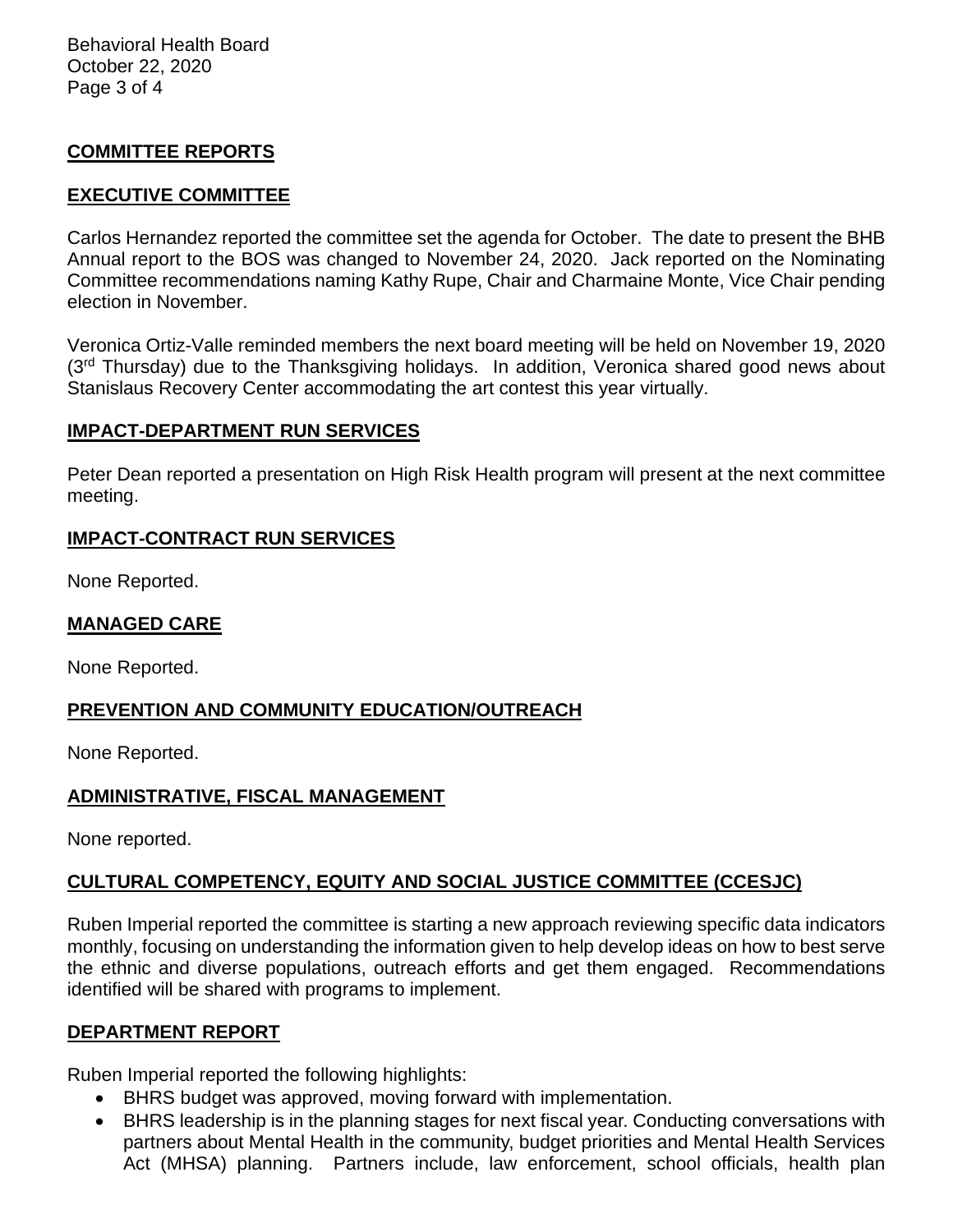## COMMITTEE REPORTS

### EXECUTIVE COMMITTEE

Carlos Hernandez reported the committee set the agenda for October. The date to present the BHB Annual report to the BOS was changed to November 24, 2020. Jack reported on the Nominating Committee recommendations naming Kathy Rupe, Chair and Charmaine Monte, Vice Chair pending election in November.

Veronica Ortiz-Valle reminded members the next board meeting will be held on November 19, 2020 (3rd Thursday) due to the Thanksgiving holidays. In addition, Veronica shared good news about Stanislaus Recovery Center accommodating the art contest this year virtually.

### IMPACT-DEPARTMENT RUN SERVICES

Peter Dean reported a presentation on High Risk Health program will present at the next committee meeting.

### IMPACT-CONTRACT RUN SERVICES

None Reported.

### MANAGED CARE

None Reported.

### PREVENTION AND COMMUNITY EDUCATION/OUTREACH

None Reported.

### ADMINISTRATIVE, FISCAL MANAGEMENT

None reported.

### CULTURAL COMPETENCY, EQUITY AND SOCIAL JUSTICE COMMITTEE (CCESJC)

Ruben Imperial reported the committee is starting a new approach reviewing specific data indicators monthly, focusing on understanding the information given to help develop ideas on how to best serve the ethnic and diverse populations, outreach efforts and get them engaged. Recommendations identified will be shared with programs to implement.

## DEPARTMENT REPORT

Ruben Imperial reported the following highlights:

- BHRS budget was approved, moving forward with implementation.
- BHRS leadership is in the planning stages for next fiscal year. Conducting conversations with partners about Mental Health in the community, budget priorities and Mental Health Services Act (MHSA) planning. Partners include, law enforcement, school officials, health plan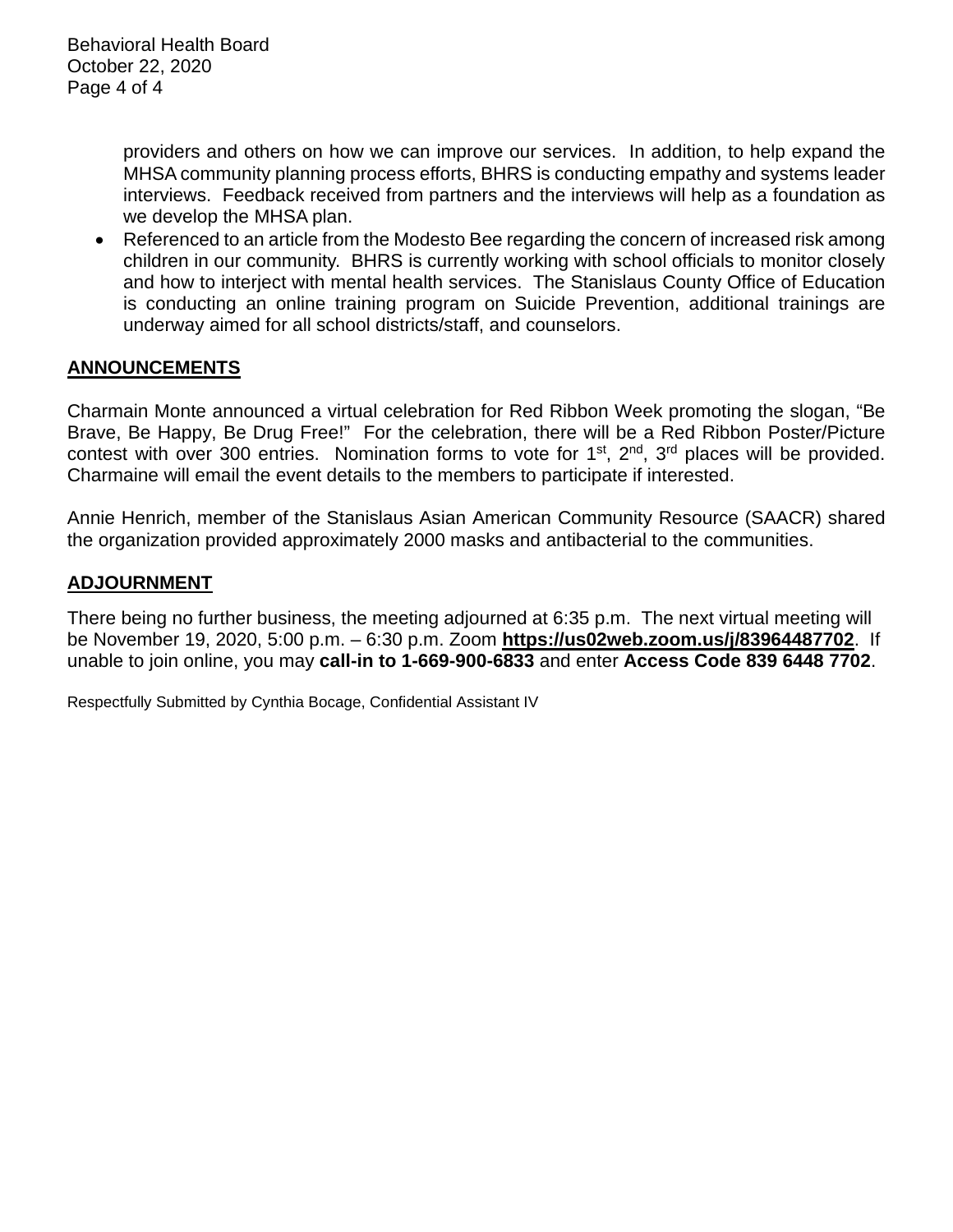providers and others on how we can improve our services. In addition, to help expand the MHSA community planning process efforts, BHRS is conducting empathy and systems leader interviews. Feedback received from partners and the interviews will help as a foundation as we develop the MHSA plan.

- Referenced to an article from the Modesto Bee regarding the concern of increased risk among children in our community. BHRS is currently working with school officials to monitor closely and how to interject with mental health services. The Stanislaus County Office of Education is conducting an online training program on Suicide Prevention, additional trainings are underway aimed for all school districts/staff, and counselors.

## ANNOUNCEMENTS

Charmain Monte announced a virtual celebration for Red Ribbon Week promoting the slogan, "Be Brave, Be Happy, Be Drug Free!" For the celebration, there will be a Red Ribbon Poster/Picture contest with over 300 entries. Nomination forms to vote for 1st, 2nd, 3rd places will be provided. Charmaine will email the event details to the members to participate if interested.

Annie Henrich, member of the Stanislaus Asian American Community Resource (SAACR) shared the organization provided approximately 2000 masks and antibacterial to the communities.

## ADJOURNMENT

There being no further business, the meeting adjourned at 6:35 p.m. The next virtual meeting will be November 19, 2020, 5:00 p.m. – 6:30 p.m. Zoom **https://us02web.zoom.us/j/83964487702**. If unable to join online, you may **call-in to 1-669-900-6833** and enter **Access Code 839 6448 7702**.

Respectfully Submitted by Cynthia Bocage, Confidential Assistant IV